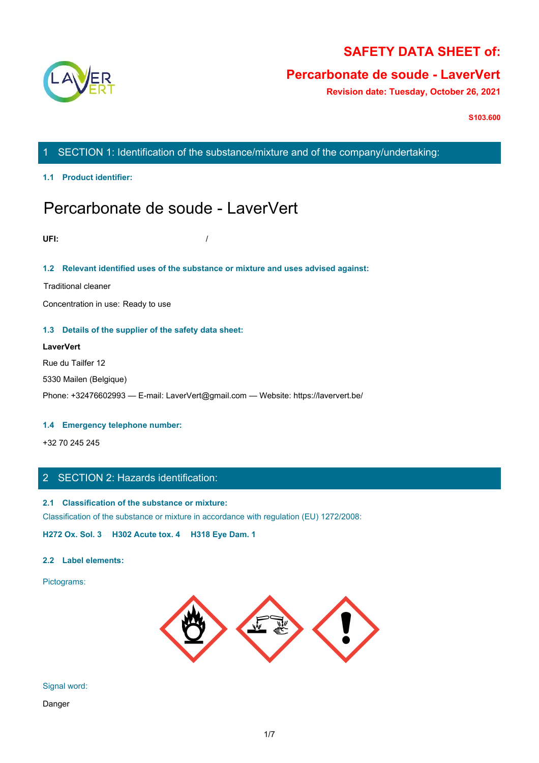# SAFETY DATA SHEET of:

## Percarbonate de soude - LaverVert

**Revision date: Tuesday, October 26, 2021**

**S103.600**

## 1 SECTION 1: Identification of the substance/mixture and of the company/undertaking:

### 1.1 Product identifier:

# Percarbonate de soude - LaverVert

**UFI:** /

### 1.2 Relevant identified uses of the substance or mixture and uses advised against:

Traditional cleaner

Concentration in use: Ready to use

### 1.3 Details of the supplier of the safety data sheet:

**LaverVert**

Rue du Tailfer 12

5330 Mailen (Belgique)

Phone: +32476602993 — E-mail: LaverVert@gmail.com — Website: https://laververt.be/

### 1.4 Emergency telephone number:

+32 70 245 245

## 2 SECTION 2: Hazards identification:

### 2.1 Classification of the substance or mixture:

Classification of the substance or mixture in accordance with regulation (EU) 1272/2008:

**H272 Ox. Sol. 3 H302 Acute tox. 4 H318 Eye Dam. 1**

### 2.2 Label elements:

Pictograms:

Signal word:

Danger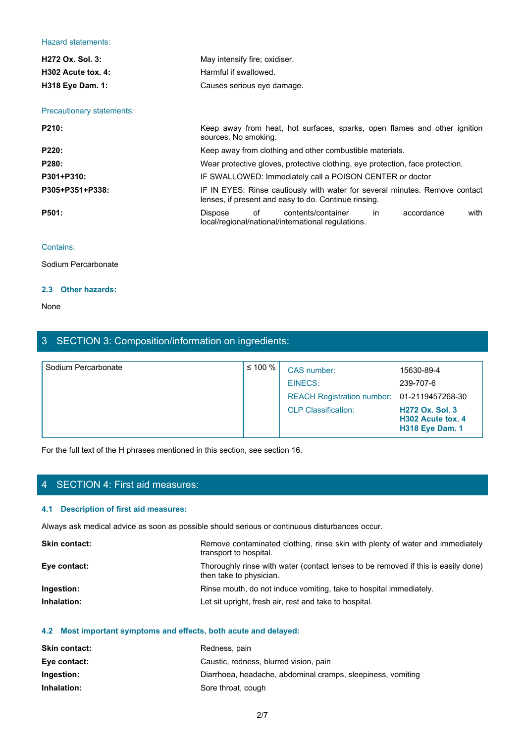Hazard statements:

| | |
|---|---|
| **H272 Ox. Sol. 3:** | May intensify fire; oxidiser. |
| **H302 Acute tox. 4:** | Harmful if swallowed. |
| **H318 Eye Dam. 1:** | Causes serious eye damage. |

Precautionary statements:

| | |
|---|---|
| **P210:** | Keep away from heat, hot surfaces, sparks, open flames and other ignition sources. No smoking. |
| **P220:** | Keep away from clothing and other combustible materials. |
| **P280:** | Wear protective gloves, protective clothing, eye protection, face protection. |
| **P301+P310:** | IF SWALLOWED: Immediately call a POISON CENTER or doctor |
| **P305+P351+P338:** | IF IN EYES: Rinse cautiously with water for several minutes. Remove contact lenses, if present and easy to do. Continue rinsing. |
| **P501:** | Dispose of contents/container in accordance with local/regional/national/international regulations. |

Contains:

Sodium Percarbonate

### 2.3 Other hazards:

None

## 3 SECTION 3: Composition/information on ingredients:

| Substance | Concentration | Identifier | Value |
|---|---|---|---|
| Sodium Percarbonate | ≤ 100 % | CAS number: | 15630-89-4 |
| | | EINECS: | 239-707-6 |
| | | REACH Registration number: | 01-2119457268-30 |
| | | CLP Classification: | **H272 Ox. Sol. 3**<br>**H302 Acute tox. 4**<br>**H318 Eye Dam. 1** |

For the full text of the H phrases mentioned in this section, see section 16.

## 4 SECTION 4: First aid measures:

### 4.1 Description of first aid measures:

Always ask medical advice as soon as possible should serious or continuous disturbances occur.

| | |
|---|---|
| **Skin contact:** | Remove contaminated clothing, rinse skin with plenty of water and immediately transport to hospital. |
| **Eye contact:** | Thoroughly rinse with water (contact lenses to be removed if this is easily done) then take to physician. |
| **Ingestion:** | Rinse mouth, do not induce vomiting, take to hospital immediately. |
| **Inhalation:** | Let sit upright, fresh air, rest and take to hospital. |

### 4.2 Most important symptoms and effects, both acute and delayed:

| | |
|---|---|
| **Skin contact:** | Redness, pain |
| **Eye contact:** | Caustic, redness, blurred vision, pain |
| **Ingestion:** | Diarrhoea, headache, abdominal cramps, sleepiness, vomiting |
| **Inhalation:** | Sore throat, cough |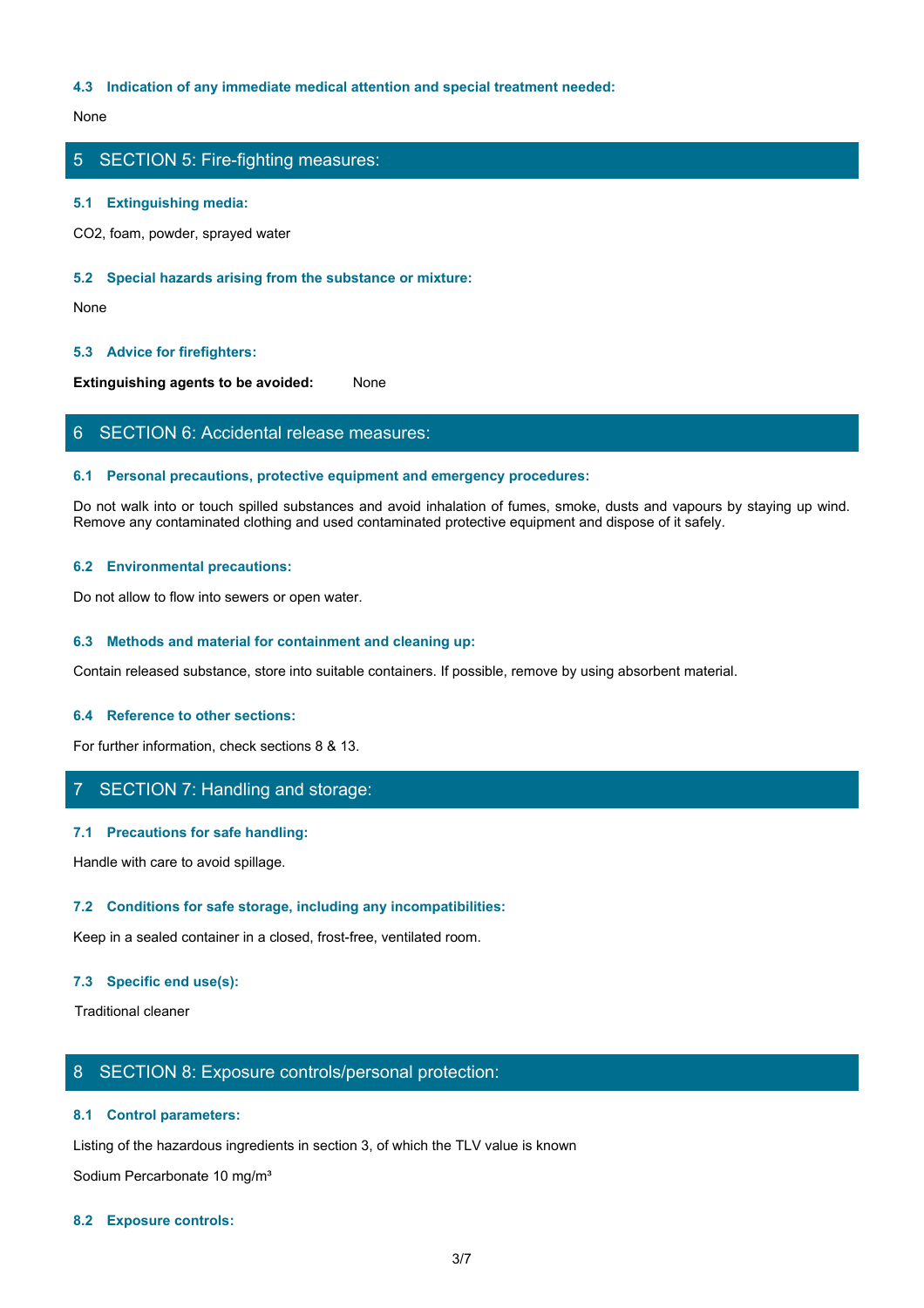### 4.3 Indication of any immediate medical attention and special treatment needed:

None

## 5 SECTION 5: Fire-fighting measures:

### 5.1 Extinguishing media:

$CO_2$, foam, powder, sprayed water

### 5.2 Special hazards arising from the substance or mixture:

None

### 5.3 Advice for firefighters:

**Extinguishing agents to be avoided:** None

## 6 SECTION 6: Accidental release measures:

### 6.1 Personal precautions, protective equipment and emergency procedures:

Do not walk into or touch spilled substances and avoid inhalation of fumes, smoke, dusts and vapours by staying up wind. Remove any contaminated clothing and used contaminated protective equipment and dispose of it safely.

### 6.2 Environmental precautions:

Do not allow to flow into sewers or open water.

### 6.3 Methods and material for containment and cleaning up:

Contain released substance, store into suitable containers. If possible, remove by using absorbent material.

### 6.4 Reference to other sections:

For further information, check sections 8 & 13.

## 7 SECTION 7: Handling and storage:

### 7.1 Precautions for safe handling:

Handle with care to avoid spillage.

### 7.2 Conditions for safe storage, including any incompatibilities:

Keep in a sealed container in a closed, frost-free, ventilated room.

### 7.3 Specific end use(s):

Traditional cleaner

## 8 SECTION 8: Exposure controls/personal protection:

### 8.1 Control parameters:

Listing of the hazardous ingredients in section 3, of which the TLV value is known

Sodium Percarbonate 10 mg/m³

### 8.2 Exposure controls: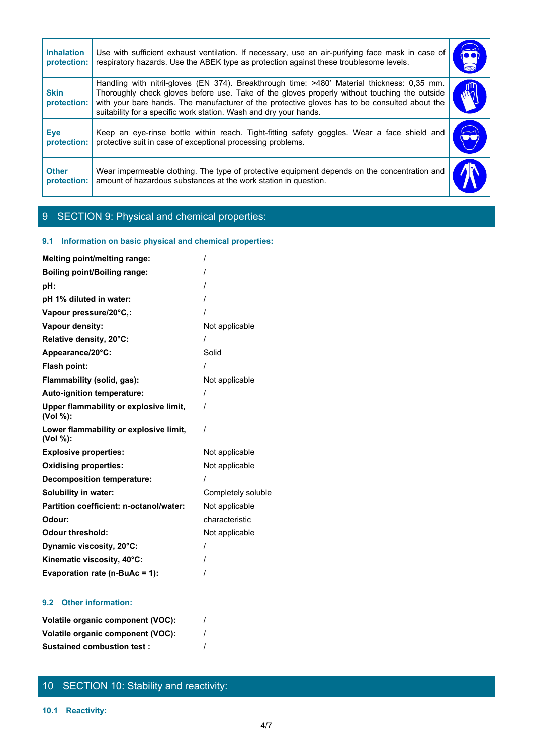| | | |
|---|---|---|
| **Inhalation protection:** | Use with sufficient exhaust ventilation. If necessary, use an air-purifying face mask in case of respiratory hazards. Use the ABEK type as protection against these troublesome levels. | |
| **Skin protection:** | Handling with nitril-gloves (EN 374). Breakthrough time: >480' Material thickness: 0,35 mm. Thoroughly check gloves before use. Take of the gloves properly without touching the outside with your bare hands. The manufacturer of the protective gloves has to be consulted about the suitability for a specific work station. Wash and dry your hands. | |
| **Eye protection:** | Keep an eye-rinse bottle within reach. Tight-fitting safety goggles. Wear a face shield and protective suit in case of exceptional processing problems. | |
| **Other protection:** | Wear impermeable clothing. The type of protective equipment depends on the concentration and amount of hazardous substances at the work station in question. | |

# 9 SECTION 9: Physical and chemical properties:

## 9.1 Information on basic physical and chemical properties:

| | |
|---|---|
| **Melting point/melting range:** | / |
| **Boiling point/Boiling range:** | / |
| **pH:** | / |
| **pH 1% diluted in water:** | / |
| **Vapour pressure/20°C,:** | / |
| **Vapour density:** | Not applicable |
| **Relative density, 20°C:** | / |
| **Appearance/20°C:** | Solid |
| **Flash point:** | / |
| **Flammability (solid, gas):** | Not applicable |
| **Auto-ignition temperature:** | / |
| **Upper flammability or explosive limit, (Vol %):** | / |
| **Lower flammability or explosive limit, (Vol %):** | / |
| **Explosive properties:** | Not applicable |
| **Oxidising properties:** | Not applicable |
| **Decomposition temperature:** | / |
| **Solubility in water:** | Completely soluble |
| **Partition coefficient: n-octanol/water:** | Not applicable |
| **Odour:** | characteristic |
| **Odour threshold:** | Not applicable |
| **Dynamic viscosity, 20°C:** | / |
| **Kinematic viscosity, 40°C:** | / |
| **Evaporation rate (n-BuAc = 1):** | / |

## 9.2 Other information:

| | |
|---|---|
| **Volatile organic component (VOC):** | / |
| **Volatile organic component (VOC):** | / |
| **Sustained combustion test :** | / |

# 10 SECTION 10: Stability and reactivity:

## 10.1 Reactivity: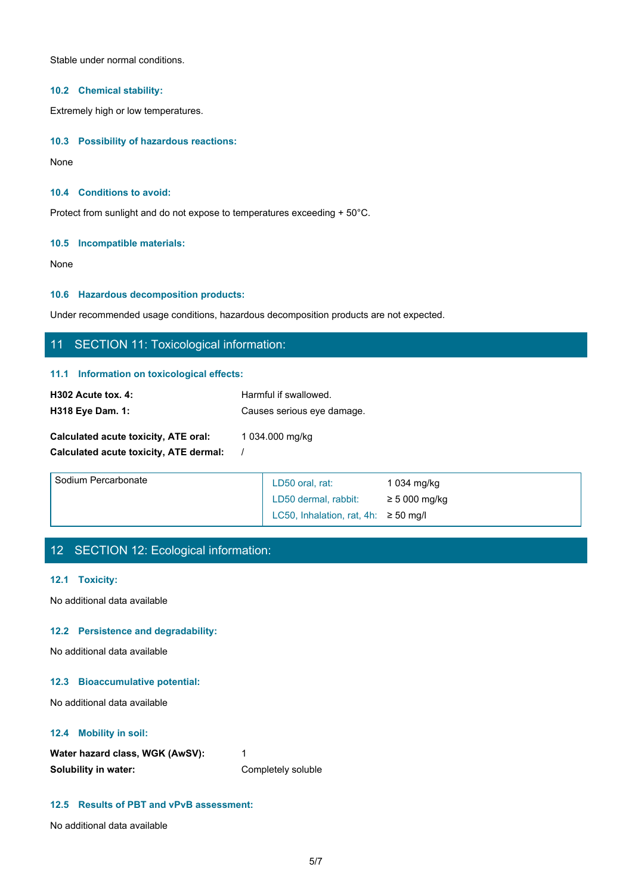Stable under normal conditions.

### 10.2 Chemical stability:

Extremely high or low temperatures.

### 10.3 Possibility of hazardous reactions:

None

### 10.4 Conditions to avoid:

Protect from sunlight and do not expose to temperatures exceeding + 50°C.

### 10.5 Incompatible materials:

None

### 10.6 Hazardous decomposition products:

Under recommended usage conditions, hazardous decomposition products are not expected.

## 11 SECTION 11: Toxicological information:

### 11.1 Information on toxicological effects:

**H302 Acute tox. 4:** Harmful if swallowed.
**H318 Eye Dam. 1:** Causes serious eye damage.

**Calculated acute toxicity, ATE oral:** 1 034.000 mg/kg
**Calculated acute toxicity, ATE dermal:** /

| Sodium Percarbonate | | |
|---|---|---|
| | LD50 oral, rat: | 1 034 mg/kg |
| | LD50 dermal, rabbit: | ≥ 5 000 mg/kg |
| | LC50, Inhalation, rat, 4h: | ≥ 50 mg/l |

## 12 SECTION 12: Ecological information:

### 12.1 Toxicity:

No additional data available

### 12.2 Persistence and degradability:

No additional data available

### 12.3 Bioaccumulative potential:

No additional data available

### 12.4 Mobility in soil:

**Water hazard class, WGK (AwSV):** 1
**Solubility in water:** Completely soluble

### 12.5 Results of PBT and vPvB assessment:

No additional data available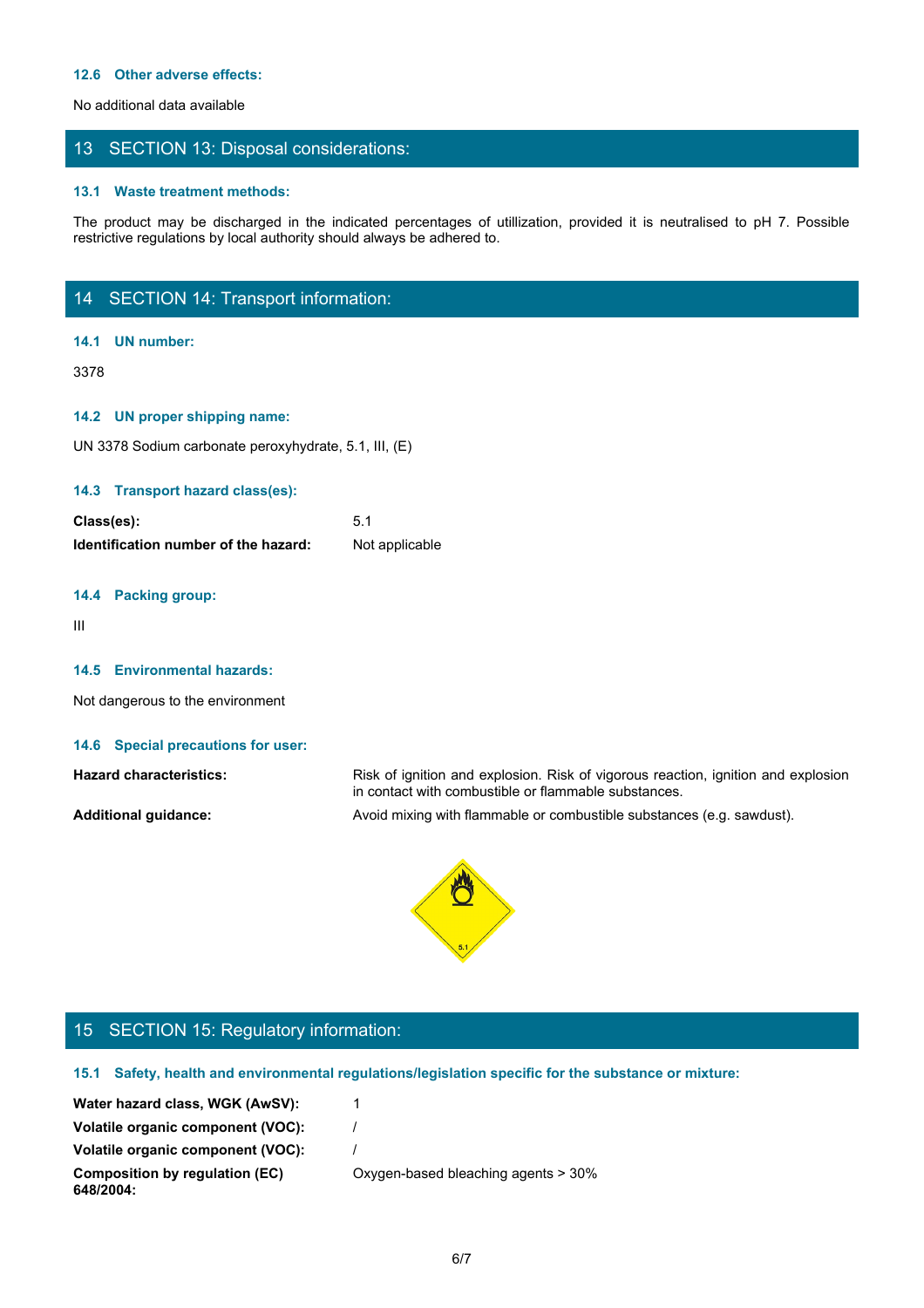### 12.6 Other adverse effects:

No additional data available

## 13 SECTION 13: Disposal considerations:

### 13.1 Waste treatment methods:

The product may be discharged in the indicated percentages of utillization, provided it is neutralised to pH 7. Possible restrictive regulations by local authority should always be adhered to.

## 14 SECTION 14: Transport information:

### 14.1 UN number:

3378

### 14.2 UN proper shipping name:

UN 3378 Sodium carbonate peroxyhydrate, 5.1, III, (E)

### 14.3 Transport hazard class(es):

**Class(es):** 5.1

**Identification number of the hazard:** Not applicable

### 14.4 Packing group:

III

### 14.5 Environmental hazards:

Not dangerous to the environment

### 14.6 Special precautions for user:

**Hazard characteristics:** Risk of ignition and explosion. Risk of vigorous reaction, ignition and explosion in contact with combustible or flammable substances.

**Additional guidance:** Avoid mixing with flammable or combustible substances (e.g. sawdust).

## 15 SECTION 15: Regulatory information:

### 15.1 Safety, health and environmental regulations/legislation specific for the substance or mixture:

**Water hazard class, WGK (AwSV):** 1

**Volatile organic component (VOC):** /

**Volatile organic component (VOC):** /

**Composition by regulation (EC) 648/2004:** Oxygen-based bleaching agents > 30%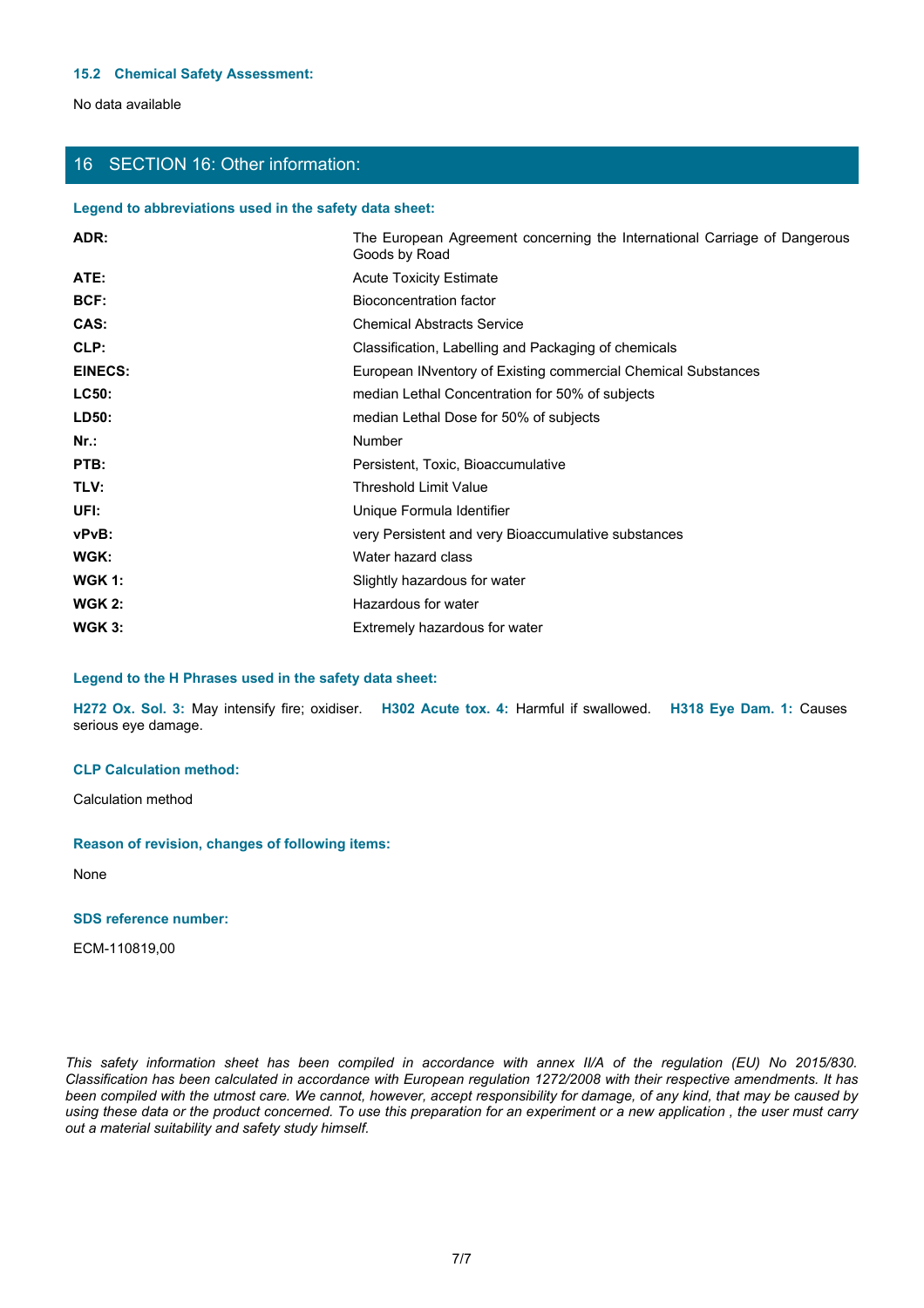### 15.2 Chemical Safety Assessment:

No data available

## 16 SECTION 16: Other information:

### Legend to abbreviations used in the safety data sheet:

| | |
|---|---|
| **ADR:** | The European Agreement concerning the International Carriage of Dangerous Goods by Road |
| **ATE:** | Acute Toxicity Estimate |
| **BCF:** | Bioconcentration factor |
| **CAS:** | Chemical Abstracts Service |
| **CLP:** | Classification, Labelling and Packaging of chemicals |
| **EINECS:** | European INventory of Existing commercial Chemical Substances |
| **LC50:** | median Lethal Concentration for 50% of subjects |
| **LD50:** | median Lethal Dose for 50% of subjects |
| **Nr.:** | Number |
| **PTB:** | Persistent, Toxic, Bioaccumulative |
| **TLV:** | Threshold Limit Value |
| **UFI:** | Unique Formula Identifier |
| **vPvB:** | very Persistent and very Bioaccumulative substances |
| **WGK:** | Water hazard class |
| **WGK 1:** | Slightly hazardous for water |
| **WGK 2:** | Hazardous for water |
| **WGK 3:** | Extremely hazardous for water |

### Legend to the H Phrases used in the safety data sheet:

**H272 Ox. Sol. 3:** May intensify fire; oxidiser. **H302 Acute tox. 4:** Harmful if swallowed. **H318 Eye Dam. 1:** Causes serious eye damage.

### CLP Calculation method:

Calculation method

### Reason of revision, changes of following items:

None

### SDS reference number:

ECM-110819,00

*This safety information sheet has been compiled in accordance with annex II/A of the regulation (EU) No 2015/830. Classification has been calculated in accordance with European regulation 1272/2008 with their respective amendments. It has been compiled with the utmost care. We cannot, however, accept responsibility for damage, of any kind, that may be caused by using these data or the product concerned. To use this preparation for an experiment or a new application , the user must carry out a material suitability and safety study himself.*